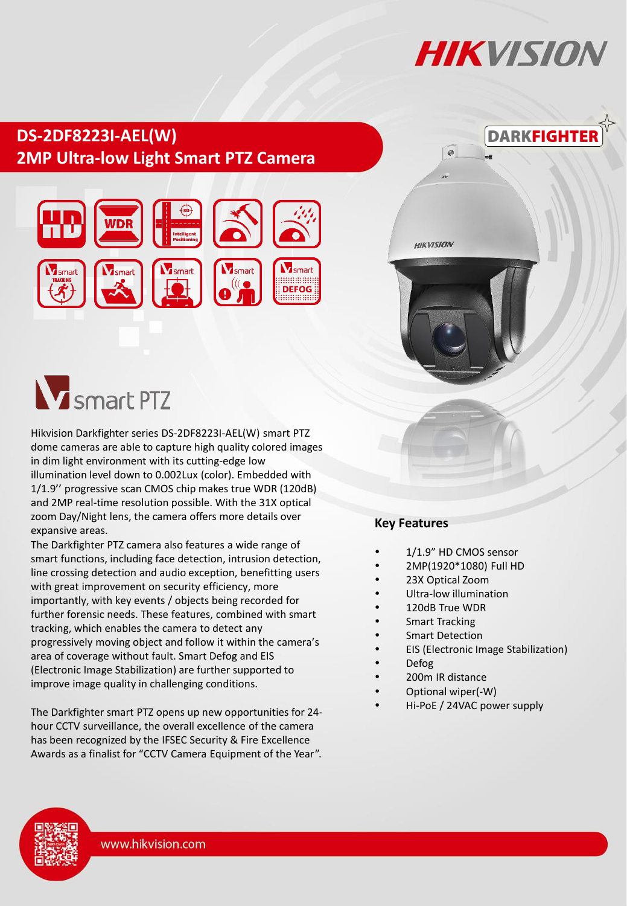# DS-2DF8223I-AEL(W)
## 2MP Ultra-low Light Smart PTZ Camera

DARKFIGHTER

smart PTZ

Hikvision Darkfighter series DS-2DF8223I-AEL(W) smart PTZ dome cameras are able to capture high quality colored images in dim light environment with its cutting-edge low illumination level down to 0.002Lux (color). Embedded with 1/1.9'' progressive scan CMOS chip makes true WDR (120dB) and 2MP real-time resolution possible. With the 31X optical zoom Day/Night lens, the camera offers more details over expansive areas.

The Darkfighter PTZ camera also features a wide range of smart functions, including face detection, intrusion detection, line crossing detection and audio exception, benefitting users with great improvement on security efficiency, more importantly, with key events / objects being recorded for further forensic needs. These features, combined with smart tracking, which enables the camera to detect any progressively moving object and follow it within the camera's area of coverage without fault. Smart Defog and EIS (Electronic Image Stabilization) are further supported to improve image quality in challenging conditions.

The Darkfighter smart PTZ opens up new opportunities for 24-hour CCTV surveillance, the overall excellence of the camera has been recognized by the IFSEC Security & Fire Excellence Awards as a finalist for "CCTV Camera Equipment of the Year".

### Key Features

- 1/1.9" HD CMOS sensor
- 2MP(1920*1080) Full HD
- 23X Optical Zoom
- Ultra-low illumination
- 120dB True WDR
- Smart Tracking
- Smart Detection
- EIS (Electronic Image Stabilization)
- Defog
- 200m IR distance
- Optional wiper(-W)
- Hi-PoE / 24VAC power supply

www.hikvision.com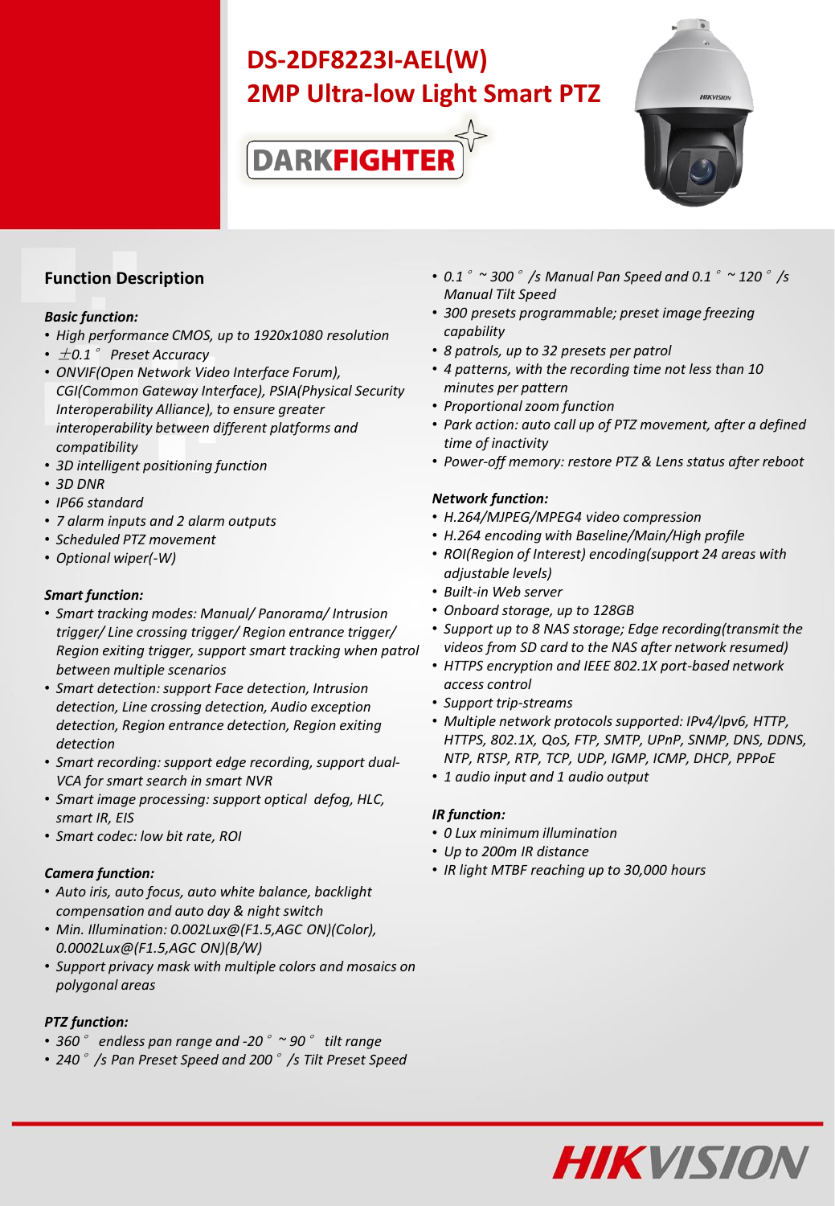# DS-2DF8223I-AEL(W)
# 2MP Ultra-low Light Smart PTZ

DARKFIGHTER

## Function Description

***Basic function:***

- *High performance CMOS, up to 1920x1080 resolution*
- *±0.1° Preset Accuracy*
- *ONVIF(Open Network Video Interface Forum), CGI(Common Gateway Interface), PSIA(Physical Security Interoperability Alliance), to ensure greater interoperability between different platforms and compatibility*
- *3D intelligent positioning function*
- *3D DNR*
- *IP66 standard*
- *7 alarm inputs and 2 alarm outputs*
- *Scheduled PTZ movement*
- *Optional wiper(-W)*

***Smart function:***

- *Smart tracking modes: Manual/ Panorama/ Intrusion trigger/ Line crossing trigger/ Region entrance trigger/ Region exiting trigger, support smart tracking when patrol between multiple scenarios*
- *Smart detection: support Face detection, Intrusion detection, Line crossing detection, Audio exception detection, Region entrance detection, Region exiting detection*
- *Smart recording: support edge recording, support dual-VCA for smart search in smart NVR*
- *Smart image processing: support optical defog, HLC, smart IR, EIS*
- *Smart codec: low bit rate, ROI*

***Camera function:***

- *Auto iris, auto focus, auto white balance, backlight compensation and auto day & night switch*
- *Min. Illumination: 0.002Lux@(F1.5,AGC ON)(Color), 0.0002Lux@(F1.5,AGC ON)(B/W)*
- *Support privacy mask with multiple colors and mosaics on polygonal areas*

***PTZ function:***

- *360° endless pan range and -20° ~ 90° tilt range*
- *240°/s Pan Preset Speed and 200°/s Tilt Preset Speed*
- *0.1° ~ 300°/s Manual Pan Speed and 0.1° ~ 120°/s Manual Tilt Speed*
- *300 presets programmable; preset image freezing capability*
- *8 patrols, up to 32 presets per patrol*
- *4 patterns, with the recording time not less than 10 minutes per pattern*
- *Proportional zoom function*
- *Park action: auto call up of PTZ movement, after a defined time of inactivity*
- *Power-off memory: restore PTZ & Lens status after reboot*

***Network function:***

- *H.264/MJPEG/MPEG4 video compression*
- *H.264 encoding with Baseline/Main/High profile*
- *ROI(Region of Interest) encoding(support 24 areas with adjustable levels)*
- *Built-in Web server*
- *Onboard storage, up to 128GB*
- *Support up to 8 NAS storage; Edge recording(transmit the videos from SD card to the NAS after network resumed)*
- *HTTPS encryption and IEEE 802.1X port-based network access control*
- *Support trip-streams*
- *Multiple network protocols supported: IPv4/Ipv6, HTTP, HTTPS, 802.1X, QoS, FTP, SMTP, UPnP, SNMP, DNS, DDNS, NTP, RTSP, RTP, TCP, UDP, IGMP, ICMP, DHCP, PPPoE*
- *1 audio input and 1 audio output*

***IR function:***

- *0 Lux minimum illumination*
- *Up to 200m IR distance*
- *IR light MTBF reaching up to 30,000 hours*

HIKVISION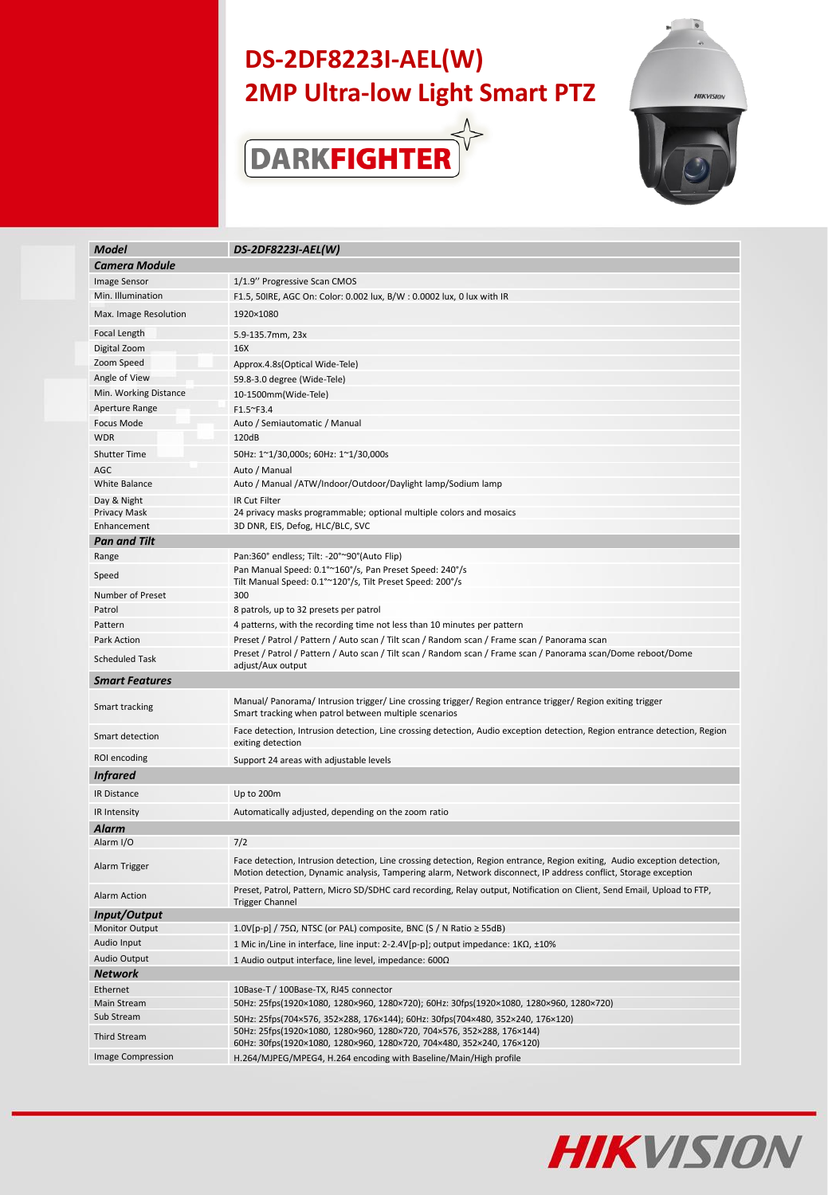# DS-2DF8223I-AEL(W)
# 2MP Ultra-low Light Smart PTZ

DARKFIGHTER

| *Model* | *DS-2DF8223I-AEL(W)* |
|---|---|
| ***Camera Module*** | |
| Image Sensor | 1/1.9'' Progressive Scan CMOS |
| Min. Illumination | F1.5, 50IRE, AGC On: Color: 0.002 lux, B/W : 0.0002 lux, 0 lux with IR |
| Max. Image Resolution | 1920×1080 |
| Focal Length | 5.9-135.7mm, 23x |
| Digital Zoom | 16X |
| Zoom Speed | Approx.4.8s(Optical Wide-Tele) |
| Angle of View | 59.8-3.0 degree (Wide-Tele) |
| Min. Working Distance | 10-1500mm(Wide-Tele) |
| Aperture Range | F1.5~F3.4 |
| Focus Mode | Auto / Semiautomatic / Manual |
| WDR | 120dB |
| Shutter Time | 50Hz: 1~1/30,000s; 60Hz: 1~1/30,000s |
| AGC | Auto / Manual |
| White Balance | Auto / Manual /ATW/Indoor/Outdoor/Daylight lamp/Sodium lamp |
| Day & Night | IR Cut Filter |
| Privacy Mask | 24 privacy masks programmable; optional multiple colors and mosaics |
| Enhancement | 3D DNR, EIS, Defog, HLC/BLC, SVC |
| ***Pan and Tilt*** | |
| Range | Pan:360° endless; Tilt: -20°~90°(Auto Flip) |
| Speed | Pan Manual Speed: 0.1°~160°/s, Pan Preset Speed: 240°/s<br>Tilt Manual Speed: 0.1°~120°/s, Tilt Preset Speed: 200°/s |
| Number of Preset | 300 |
| Patrol | 8 patrols, up to 32 presets per patrol |
| Pattern | 4 patterns, with the recording time not less than 10 minutes per pattern |
| Park Action | Preset / Patrol / Pattern / Auto scan / Tilt scan / Random scan / Frame scan / Panorama scan |
| Scheduled Task | Preset / Patrol / Pattern / Auto scan / Tilt scan / Random scan / Frame scan / Panorama scan/Dome reboot/Dome adjust/Aux output |
| ***Smart Features*** | |
| Smart tracking | Manual/ Panorama/ Intrusion trigger/ Line crossing trigger/ Region entrance trigger/ Region exiting trigger<br>Smart tracking when patrol between multiple scenarios |
| Smart detection | Face detection, Intrusion detection, Line crossing detection, Audio exception detection, Region entrance detection, Region exiting detection |
| ROI encoding | Support 24 areas with adjustable levels |
| ***Infrared*** | |
| IR Distance | Up to 200m |
| IR Intensity | Automatically adjusted, depending on the zoom ratio |
| ***Alarm*** | |
| Alarm I/O | 7/2 |
| Alarm Trigger | Face detection, Intrusion detection, Line crossing detection, Region entrance, Region exiting, Audio exception detection, Motion detection, Dynamic analysis, Tampering alarm, Network disconnect, IP address conflict, Storage exception |
| Alarm Action | Preset, Patrol, Pattern, Micro SD/SDHC card recording, Relay output, Notification on Client, Send Email, Upload to FTP, Trigger Channel |
| ***Input/Output*** | |
| Monitor Output | 1.0V[p-p] / 75Ω, NTSC (or PAL) composite, BNC (S / N Ratio ≥ 55dB) |
| Audio Input | 1 Mic in/Line in interface, line input: 2-2.4V[p-p]; output impedance: 1KΩ, ±10% |
| Audio Output | 1 Audio output interface, line level, impedance: 600Ω |
| ***Network*** | |
| Ethernet | 10Base-T / 100Base-TX, RJ45 connector |
| Main Stream | 50Hz: 25fps(1920×1080, 1280×960, 1280×720); 60Hz: 30fps(1920×1080, 1280×960, 1280×720) |
| Sub Stream | 50Hz: 25fps(704×576, 352×288, 176×144); 60Hz: 30fps(704×480, 352×240, 176×120) |
| Third Stream | 50Hz: 25fps(1920×1080, 1280×960, 1280×720, 704×576, 352×288, 176×144)<br>60Hz: 30fps(1920×1080, 1280×960, 1280×720, 704×480, 352×240, 176×120) |
| Image Compression | H.264/MJPEG/MPEG4, H.264 encoding with Baseline/Main/High profile |

HIKVISION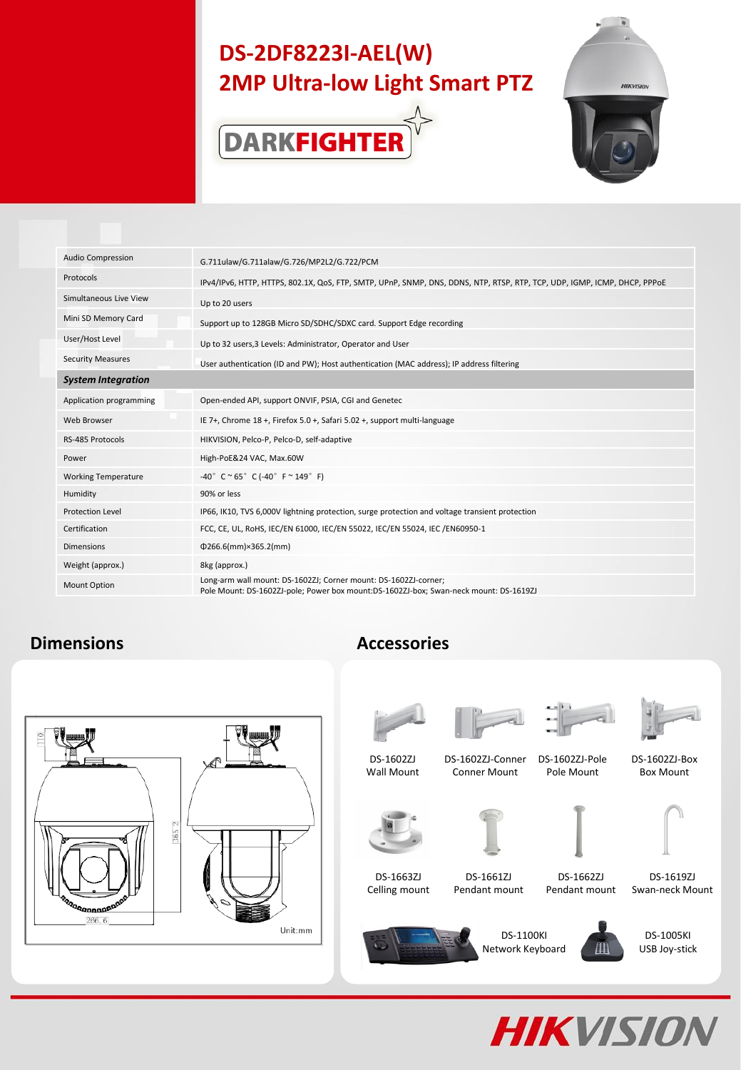# DS-2DF8223I-AEL(W)

## 2MP Ultra-low Light Smart PTZ

DARKFIGHTER

| | |
|---|---|
| Audio Compression | G.711ulaw/G.711alaw/G.726/MP2L2/G.722/PCM |
| Protocols | IPv4/IPv6, HTTP, HTTPS, 802.1X, QoS, FTP, SMTP, UPnP, SNMP, DNS, DDNS, NTP, RTSP, RTP, TCP, UDP, IGMP, ICMP, DHCP, PPPoE |
| Simultaneous Live View | Up to 20 users |
| Mini SD Memory Card | Support up to 128GB Micro SD/SDHC/SDXC card. Support Edge recording |
| User/Host Level | Up to 32 users,3 Levels: Administrator, Operator and User |
| Security Measures | User authentication (ID and PW); Host authentication (MAC address); IP address filtering |
| ***System Integration*** | |
| Application programming | Open-ended API, support ONVIF, PSIA, CGI and Genetec |
| Web Browser | IE 7+, Chrome 18 +, Firefox 5.0 +, Safari 5.02 +, support multi-language |
| RS-485 Protocols | HIKVISION, Pelco-P, Pelco-D, self-adaptive |
| Power | High-PoE&24 VAC, Max.60W |
| Working Temperature | -40° C ~ 65° C (-40° F ~ 149° F) |
| Humidity | 90% or less |
| Protection Level | IP66, IK10, TVS 6,000V lightning protection, surge protection and voltage transient protection |
| Certification | FCC, CE, UL, RoHS, IEC/EN 61000, IEC/EN 55022, IEC/EN 55024, IEC /EN60950-1 |
| Dimensions | Φ266.6(mm)×365.2(mm) |
| Weight (approx.) | 8kg (approx.) |
| Mount Option | Long-arm wall mount: DS-1602ZJ; Corner mount: DS-1602ZJ-corner; Pole Mount: DS-1602ZJ-pole; Power box mount:DS-1602ZJ-box; Swan-neck mount: DS-1619ZJ |

## Dimensions

110

365.2

266.6

Unit:mm

## Accessories

DS-1602ZJ Wall Mount

DS-1602ZJ-Conner Conner Mount

DS-1602ZJ-Pole Pole Mount

DS-1602ZJ-Box Box Mount

DS-1663ZJ Celling mount

DS-1661ZJ Pendant mount

DS-1662ZJ Pendant mount

DS-1619ZJ Swan-neck Mount

DS-1100KI Network Keyboard

DS-1005KI USB Joy-stick

HIKVISION